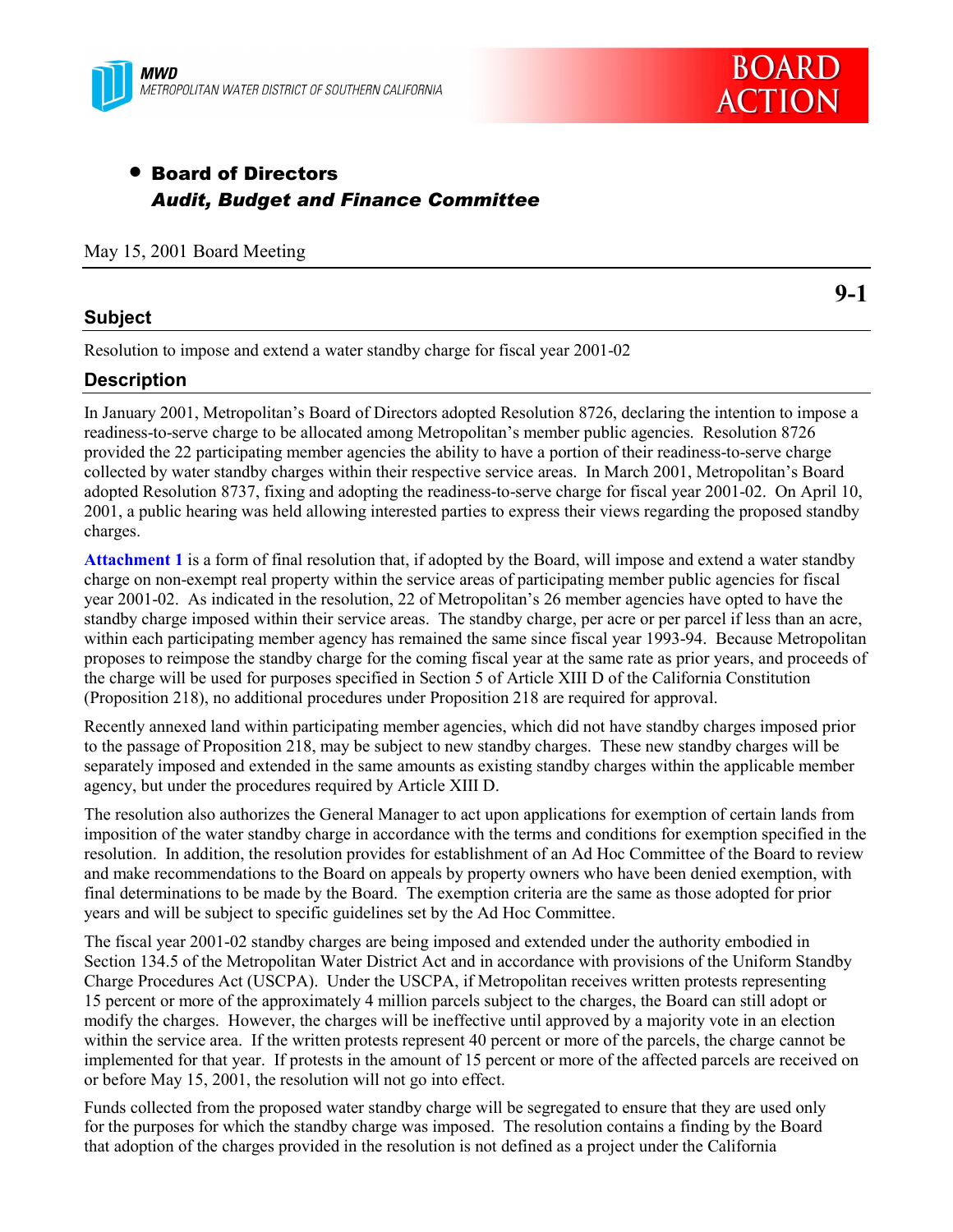MWD
METROPOLITAN WATER DISTRICT OF SOUTHERN CALIFORNIA

BOARD ACTION

- **Board of Directors**
  ***Audit, Budget and Finance Committee***

May 15, 2001 Board Meeting

**9-1**

## Subject

Resolution to impose and extend a water standby charge for fiscal year 2001-02

## Description

In January 2001, Metropolitan's Board of Directors adopted Resolution 8726, declaring the intention to impose a readiness-to-serve charge to be allocated among Metropolitan's member public agencies. Resolution 8726 provided the 22 participating member agencies the ability to have a portion of their readiness-to-serve charge collected by water standby charges within their respective service areas. In March 2001, Metropolitan's Board adopted Resolution 8737, fixing and adopting the readiness-to-serve charge for fiscal year 2001-02. On April 10, 2001, a public hearing was held allowing interested parties to express their views regarding the proposed standby charges.

**Attachment 1** is a form of final resolution that, if adopted by the Board, will impose and extend a water standby charge on non-exempt real property within the service areas of participating member public agencies for fiscal year 2001-02. As indicated in the resolution, 22 of Metropolitan's 26 member agencies have opted to have the standby charge imposed within their service areas. The standby charge, per acre or per parcel if less than an acre, within each participating member agency has remained the same since fiscal year 1993-94. Because Metropolitan proposes to reimpose the standby charge for the coming fiscal year at the same rate as prior years, and proceeds of the charge will be used for purposes specified in Section 5 of Article XIII D of the California Constitution (Proposition 218), no additional procedures under Proposition 218 are required for approval.

Recently annexed land within participating member agencies, which did not have standby charges imposed prior to the passage of Proposition 218, may be subject to new standby charges. These new standby charges will be separately imposed and extended in the same amounts as existing standby charges within the applicable member agency, but under the procedures required by Article XIII D.

The resolution also authorizes the General Manager to act upon applications for exemption of certain lands from imposition of the water standby charge in accordance with the terms and conditions for exemption specified in the resolution. In addition, the resolution provides for establishment of an Ad Hoc Committee of the Board to review and make recommendations to the Board on appeals by property owners who have been denied exemption, with final determinations to be made by the Board. The exemption criteria are the same as those adopted for prior years and will be subject to specific guidelines set by the Ad Hoc Committee.

The fiscal year 2001-02 standby charges are being imposed and extended under the authority embodied in Section 134.5 of the Metropolitan Water District Act and in accordance with provisions of the Uniform Standby Charge Procedures Act (USCPA). Under the USCPA, if Metropolitan receives written protests representing 15 percent or more of the approximately 4 million parcels subject to the charges, the Board can still adopt or modify the charges. However, the charges will be ineffective until approved by a majority vote in an election within the service area. If the written protests represent 40 percent or more of the parcels, the charge cannot be implemented for that year. If protests in the amount of 15 percent or more of the affected parcels are received on or before May 15, 2001, the resolution will not go into effect.

Funds collected from the proposed water standby charge will be segregated to ensure that they are used only for the purposes for which the standby charge was imposed. The resolution contains a finding by the Board that adoption of the charges provided in the resolution is not defined as a project under the California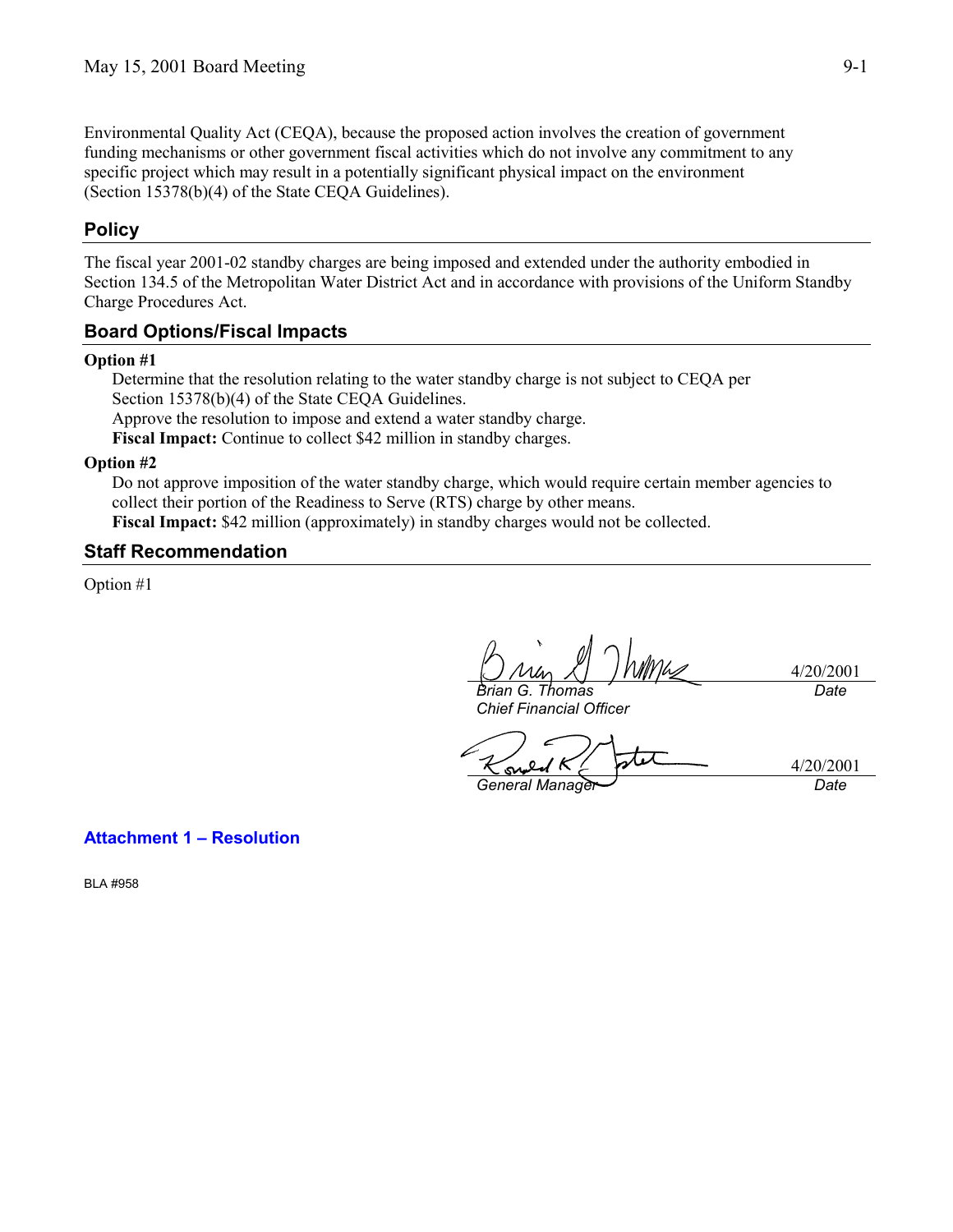Environmental Quality Act (CEQA), because the proposed action involves the creation of government funding mechanisms or other government fiscal activities which do not involve any commitment to any specific project which may result in a potentially significant physical impact on the environment (Section 15378(b)(4) of the State CEQA Guidelines).

## Policy

The fiscal year 2001-02 standby charges are being imposed and extended under the authority embodied in Section 134.5 of the Metropolitan Water District Act and in accordance with provisions of the Uniform Standby Charge Procedures Act.

## Board Options/Fiscal Impacts

**Option #1**

Determine that the resolution relating to the water standby charge is not subject to CEQA per Section 15378(b)(4) of the State CEQA Guidelines.
Approve the resolution to impose and extend a water standby charge.
**Fiscal Impact:** Continue to collect $42 million in standby charges.

**Option #2**

Do not approve imposition of the water standby charge, which would require certain member agencies to collect their portion of the Readiness to Serve (RTS) charge by other means.
**Fiscal Impact:** $42 million (approximately) in standby charges would not be collected.

## Staff Recommendation

Option #1

| | |
|---|---|
| *Brian G. Thomas* | 4/20/2001 |
| *Chief Financial Officer* | *Date* |

| | |
|---|---|
| *General Manager* | 4/20/2001 |
| | *Date* |

**Attachment 1 – Resolution**

BLA #958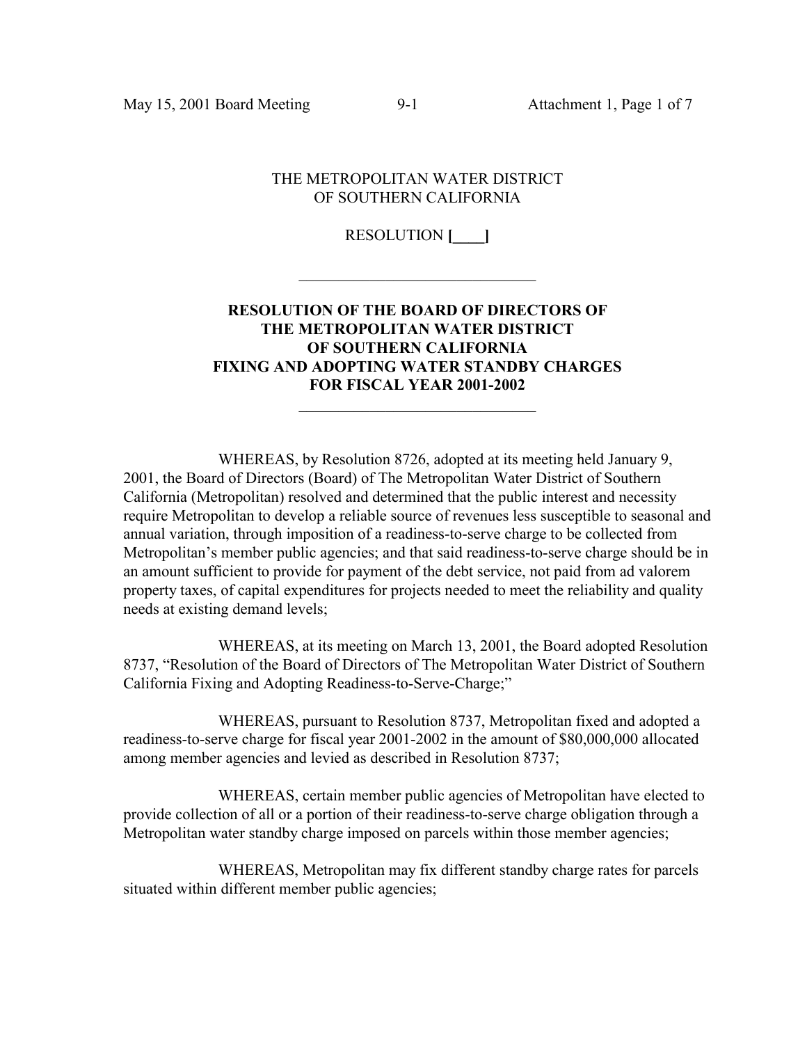THE METROPOLITAN WATER DISTRICT
OF SOUTHERN CALIFORNIA

RESOLUTION **[____]**

---

**RESOLUTION OF THE BOARD OF DIRECTORS OF THE METROPOLITAN WATER DISTRICT OF SOUTHERN CALIFORNIA FIXING AND ADOPTING WATER STANDBY CHARGES FOR FISCAL YEAR 2001-2002**

---

WHEREAS, by Resolution 8726, adopted at its meeting held January 9, 2001, the Board of Directors (Board) of The Metropolitan Water District of Southern California (Metropolitan) resolved and determined that the public interest and necessity require Metropolitan to develop a reliable source of revenues less susceptible to seasonal and annual variation, through imposition of a readiness-to-serve charge to be collected from Metropolitan's member public agencies; and that said readiness-to-serve charge should be in an amount sufficient to provide for payment of the debt service, not paid from ad valorem property taxes, of capital expenditures for projects needed to meet the reliability and quality needs at existing demand levels;

WHEREAS, at its meeting on March 13, 2001, the Board adopted Resolution 8737, "Resolution of the Board of Directors of The Metropolitan Water District of Southern California Fixing and Adopting Readiness-to-Serve-Charge;"

WHEREAS, pursuant to Resolution 8737, Metropolitan fixed and adopted a readiness-to-serve charge for fiscal year 2001-2002 in the amount of $80,000,000 allocated among member agencies and levied as described in Resolution 8737;

WHEREAS, certain member public agencies of Metropolitan have elected to provide collection of all or a portion of their readiness-to-serve charge obligation through a Metropolitan water standby charge imposed on parcels within those member agencies;

WHEREAS, Metropolitan may fix different standby charge rates for parcels situated within different member public agencies;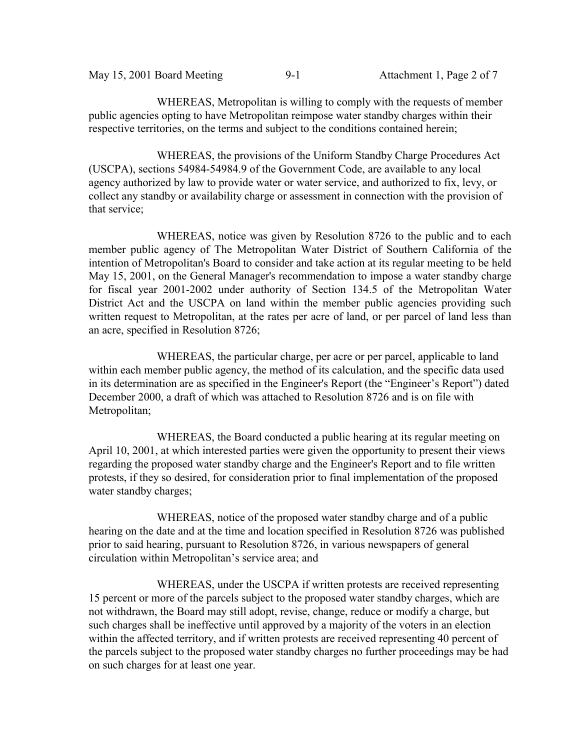WHEREAS, Metropolitan is willing to comply with the requests of member public agencies opting to have Metropolitan reimpose water standby charges within their respective territories, on the terms and subject to the conditions contained herein;

WHEREAS, the provisions of the Uniform Standby Charge Procedures Act (USCPA), sections 54984-54984.9 of the Government Code, are available to any local agency authorized by law to provide water or water service, and authorized to fix, levy, or collect any standby or availability charge or assessment in connection with the provision of that service;

WHEREAS, notice was given by Resolution 8726 to the public and to each member public agency of The Metropolitan Water District of Southern California of the intention of Metropolitan's Board to consider and take action at its regular meeting to be held May 15, 2001, on the General Manager's recommendation to impose a water standby charge for fiscal year 2001-2002 under authority of Section 134.5 of the Metropolitan Water District Act and the USCPA on land within the member public agencies providing such written request to Metropolitan, at the rates per acre of land, or per parcel of land less than an acre, specified in Resolution 8726;

WHEREAS, the particular charge, per acre or per parcel, applicable to land within each member public agency, the method of its calculation, and the specific data used in its determination are as specified in the Engineer's Report (the "Engineer's Report") dated December 2000, a draft of which was attached to Resolution 8726 and is on file with Metropolitan;

WHEREAS, the Board conducted a public hearing at its regular meeting on April 10, 2001, at which interested parties were given the opportunity to present their views regarding the proposed water standby charge and the Engineer's Report and to file written protests, if they so desired, for consideration prior to final implementation of the proposed water standby charges;

WHEREAS, notice of the proposed water standby charge and of a public hearing on the date and at the time and location specified in Resolution 8726 was published prior to said hearing, pursuant to Resolution 8726, in various newspapers of general circulation within Metropolitan's service area; and

WHEREAS, under the USCPA if written protests are received representing 15 percent or more of the parcels subject to the proposed water standby charges, which are not withdrawn, the Board may still adopt, revise, change, reduce or modify a charge, but such charges shall be ineffective until approved by a majority of the voters in an election within the affected territory, and if written protests are received representing 40 percent of the parcels subject to the proposed water standby charges no further proceedings may be had on such charges for at least one year.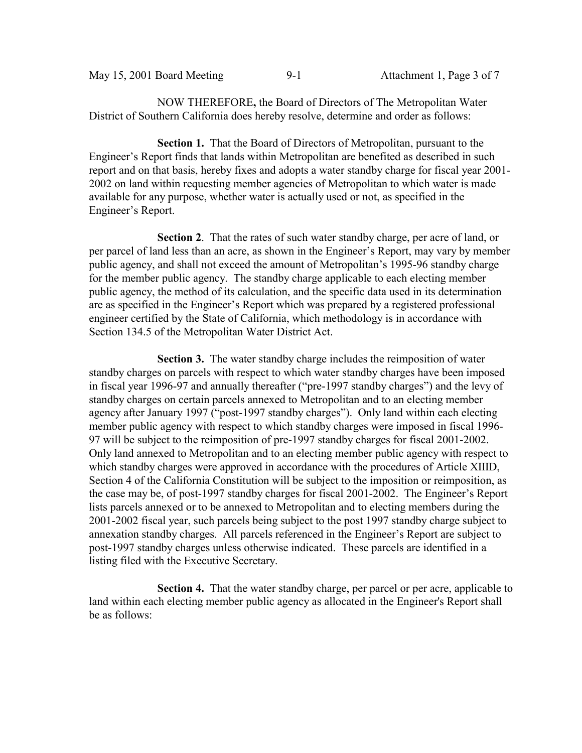NOW THEREFORE**,** the Board of Directors of The Metropolitan Water District of Southern California does hereby resolve, determine and order as follows:

**Section 1.** That the Board of Directors of Metropolitan, pursuant to the Engineer's Report finds that lands within Metropolitan are benefited as described in such report and on that basis, hereby fixes and adopts a water standby charge for fiscal year 2001-2002 on land within requesting member agencies of Metropolitan to which water is made available for any purpose, whether water is actually used or not, as specified in the Engineer's Report.

**Section 2**. That the rates of such water standby charge, per acre of land, or per parcel of land less than an acre, as shown in the Engineer's Report, may vary by member public agency, and shall not exceed the amount of Metropolitan's 1995-96 standby charge for the member public agency. The standby charge applicable to each electing member public agency, the method of its calculation, and the specific data used in its determination are as specified in the Engineer's Report which was prepared by a registered professional engineer certified by the State of California, which methodology is in accordance with Section 134.5 of the Metropolitan Water District Act.

**Section 3.** The water standby charge includes the reimposition of water standby charges on parcels with respect to which water standby charges have been imposed in fiscal year 1996-97 and annually thereafter ("pre-1997 standby charges") and the levy of standby charges on certain parcels annexed to Metropolitan and to an electing member agency after January 1997 ("post-1997 standby charges"). Only land within each electing member public agency with respect to which standby charges were imposed in fiscal 1996-97 will be subject to the reimposition of pre-1997 standby charges for fiscal 2001-2002. Only land annexed to Metropolitan and to an electing member public agency with respect to which standby charges were approved in accordance with the procedures of Article XIIID, Section 4 of the California Constitution will be subject to the imposition or reimposition, as the case may be, of post-1997 standby charges for fiscal 2001-2002. The Engineer's Report lists parcels annexed or to be annexed to Metropolitan and to electing members during the 2001-2002 fiscal year, such parcels being subject to the post 1997 standby charge subject to annexation standby charges. All parcels referenced in the Engineer's Report are subject to post-1997 standby charges unless otherwise indicated. These parcels are identified in a listing filed with the Executive Secretary.

**Section 4.** That the water standby charge, per parcel or per acre, applicable to land within each electing member public agency as allocated in the Engineer's Report shall be as follows: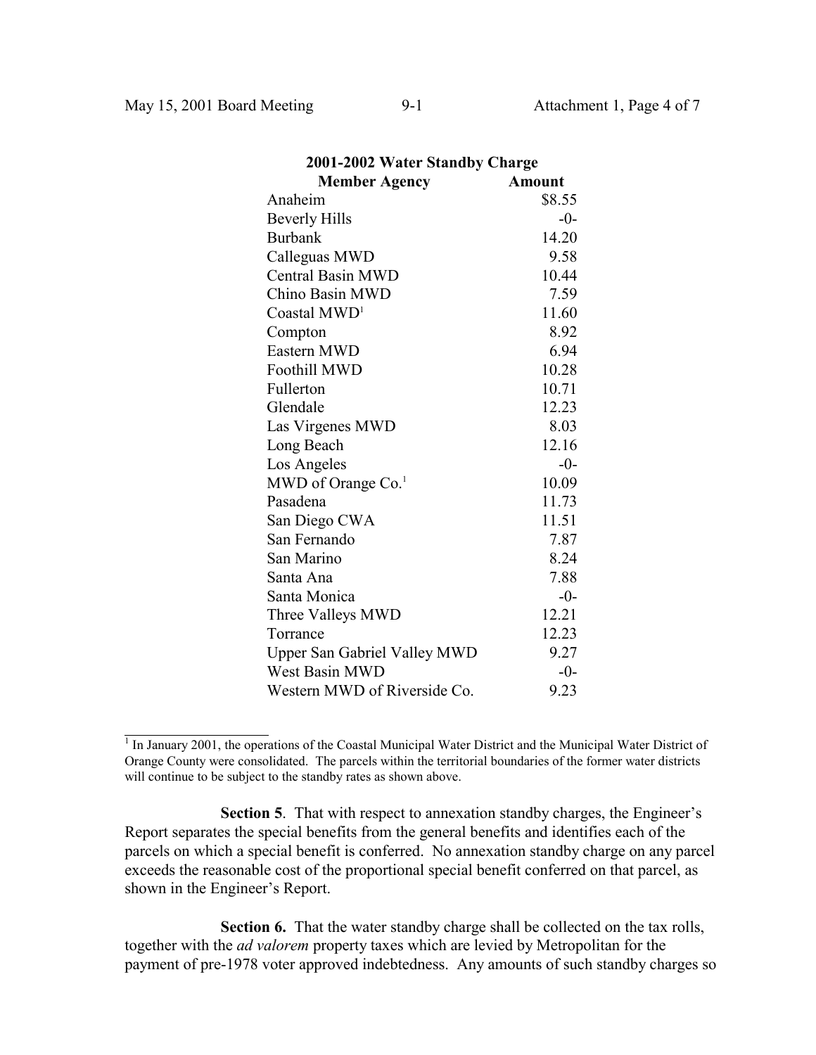| 2001-2002 Water Standby Charge | |
|---|---|
| **Member Agency** | **Amount** |
| Anaheim | $8.55 |
| Beverly Hills | -0- |
| Burbank | 14.20 |
| Calleguas MWD | 9.58 |
| Central Basin MWD | 10.44 |
| Chino Basin MWD | 7.59 |
| Coastal MWD[1] | 11.60 |
| Compton | 8.92 |
| Eastern MWD | 6.94 |
| Foothill MWD | 10.28 |
| Fullerton | 10.71 |
| Glendale | 12.23 |
| Las Virgenes MWD | 8.03 |
| Long Beach | 12.16 |
| Los Angeles | -0- |
| MWD of Orange Co.[1] | 10.09 |
| Pasadena | 11.73 |
| San Diego CWA | 11.51 |
| San Fernando | 7.87 |
| San Marino | 8.24 |
| Santa Ana | 7.88 |
| Santa Monica | -0- |
| Three Valleys MWD | 12.21 |
| Torrance | 12.23 |
| Upper San Gabriel Valley MWD | 9.27 |
| West Basin MWD | -0- |
| Western MWD of Riverside Co. | 9.23 |

[1] In January 2001, the operations of the Coastal Municipal Water District and the Municipal Water District of Orange County were consolidated. The parcels within the territorial boundaries of the former water districts will continue to be subject to the standby rates as shown above.

**Section 5**. That with respect to annexation standby charges, the Engineer's Report separates the special benefits from the general benefits and identifies each of the parcels on which a special benefit is conferred. No annexation standby charge on any parcel exceeds the reasonable cost of the proportional special benefit conferred on that parcel, as shown in the Engineer's Report.

**Section 6.** That the water standby charge shall be collected on the tax rolls, together with the *ad valorem* property taxes which are levied by Metropolitan for the payment of pre-1978 voter approved indebtedness. Any amounts of such standby charges so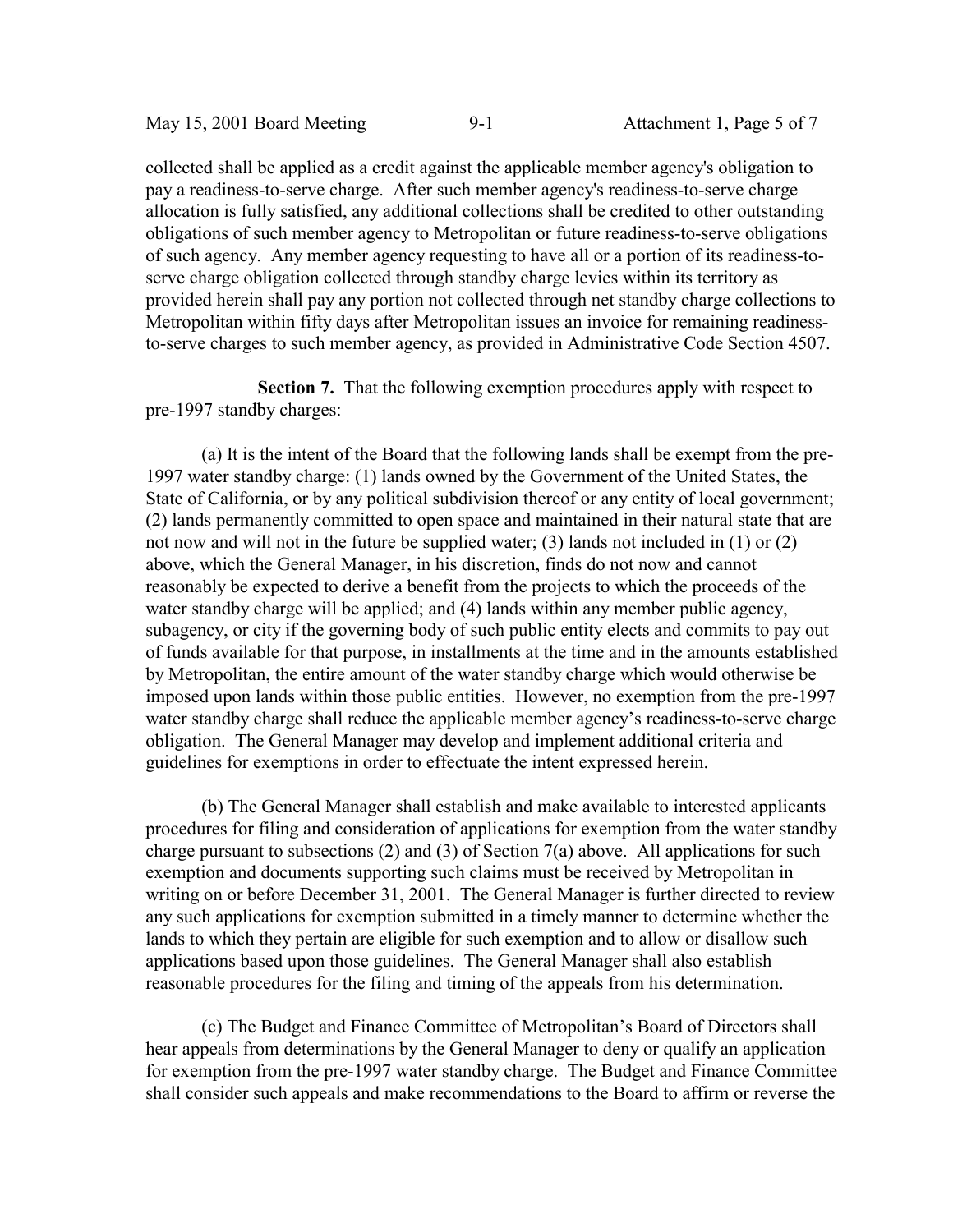collected shall be applied as a credit against the applicable member agency's obligation to pay a readiness-to-serve charge. After such member agency's readiness-to-serve charge allocation is fully satisfied, any additional collections shall be credited to other outstanding obligations of such member agency to Metropolitan or future readiness-to-serve obligations of such agency. Any member agency requesting to have all or a portion of its readiness-to-serve charge obligation collected through standby charge levies within its territory as provided herein shall pay any portion not collected through net standby charge collections to Metropolitan within fifty days after Metropolitan issues an invoice for remaining readiness-to-serve charges to such member agency, as provided in Administrative Code Section 4507.

**Section 7.** That the following exemption procedures apply with respect to pre-1997 standby charges:

(a) It is the intent of the Board that the following lands shall be exempt from the pre-1997 water standby charge: (1) lands owned by the Government of the United States, the State of California, or by any political subdivision thereof or any entity of local government; (2) lands permanently committed to open space and maintained in their natural state that are not now and will not in the future be supplied water; (3) lands not included in (1) or (2) above, which the General Manager, in his discretion, finds do not now and cannot reasonably be expected to derive a benefit from the projects to which the proceeds of the water standby charge will be applied; and (4) lands within any member public agency, subagency, or city if the governing body of such public entity elects and commits to pay out of funds available for that purpose, in installments at the time and in the amounts established by Metropolitan, the entire amount of the water standby charge which would otherwise be imposed upon lands within those public entities. However, no exemption from the pre-1997 water standby charge shall reduce the applicable member agency's readiness-to-serve charge obligation. The General Manager may develop and implement additional criteria and guidelines for exemptions in order to effectuate the intent expressed herein.

(b) The General Manager shall establish and make available to interested applicants procedures for filing and consideration of applications for exemption from the water standby charge pursuant to subsections (2) and (3) of Section 7(a) above. All applications for such exemption and documents supporting such claims must be received by Metropolitan in writing on or before December 31, 2001. The General Manager is further directed to review any such applications for exemption submitted in a timely manner to determine whether the lands to which they pertain are eligible for such exemption and to allow or disallow such applications based upon those guidelines. The General Manager shall also establish reasonable procedures for the filing and timing of the appeals from his determination.

(c) The Budget and Finance Committee of Metropolitan's Board of Directors shall hear appeals from determinations by the General Manager to deny or qualify an application for exemption from the pre-1997 water standby charge. The Budget and Finance Committee shall consider such appeals and make recommendations to the Board to affirm or reverse the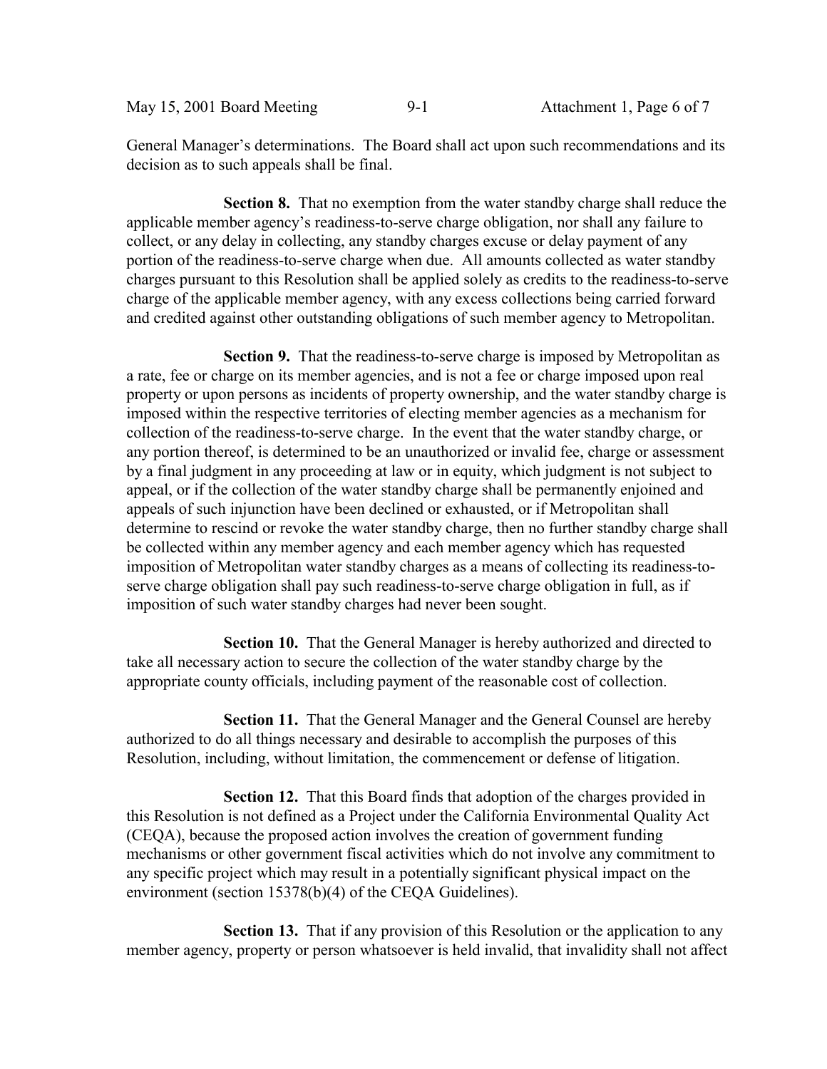General Manager's determinations. The Board shall act upon such recommendations and its decision as to such appeals shall be final.

**Section 8.** That no exemption from the water standby charge shall reduce the applicable member agency's readiness-to-serve charge obligation, nor shall any failure to collect, or any delay in collecting, any standby charges excuse or delay payment of any portion of the readiness-to-serve charge when due. All amounts collected as water standby charges pursuant to this Resolution shall be applied solely as credits to the readiness-to-serve charge of the applicable member agency, with any excess collections being carried forward and credited against other outstanding obligations of such member agency to Metropolitan.

**Section 9.** That the readiness-to-serve charge is imposed by Metropolitan as a rate, fee or charge on its member agencies, and is not a fee or charge imposed upon real property or upon persons as incidents of property ownership, and the water standby charge is imposed within the respective territories of electing member agencies as a mechanism for collection of the readiness-to-serve charge. In the event that the water standby charge, or any portion thereof, is determined to be an unauthorized or invalid fee, charge or assessment by a final judgment in any proceeding at law or in equity, which judgment is not subject to appeal, or if the collection of the water standby charge shall be permanently enjoined and appeals of such injunction have been declined or exhausted, or if Metropolitan shall determine to rescind or revoke the water standby charge, then no further standby charge shall be collected within any member agency and each member agency which has requested imposition of Metropolitan water standby charges as a means of collecting its readiness-to-serve charge obligation shall pay such readiness-to-serve charge obligation in full, as if imposition of such water standby charges had never been sought.

**Section 10.** That the General Manager is hereby authorized and directed to take all necessary action to secure the collection of the water standby charge by the appropriate county officials, including payment of the reasonable cost of collection.

**Section 11.** That the General Manager and the General Counsel are hereby authorized to do all things necessary and desirable to accomplish the purposes of this Resolution, including, without limitation, the commencement or defense of litigation.

**Section 12.** That this Board finds that adoption of the charges provided in this Resolution is not defined as a Project under the California Environmental Quality Act (CEQA), because the proposed action involves the creation of government funding mechanisms or other government fiscal activities which do not involve any commitment to any specific project which may result in a potentially significant physical impact on the environment (section 15378(b)(4) of the CEQA Guidelines).

**Section 13.** That if any provision of this Resolution or the application to any member agency, property or person whatsoever is held invalid, that invalidity shall not affect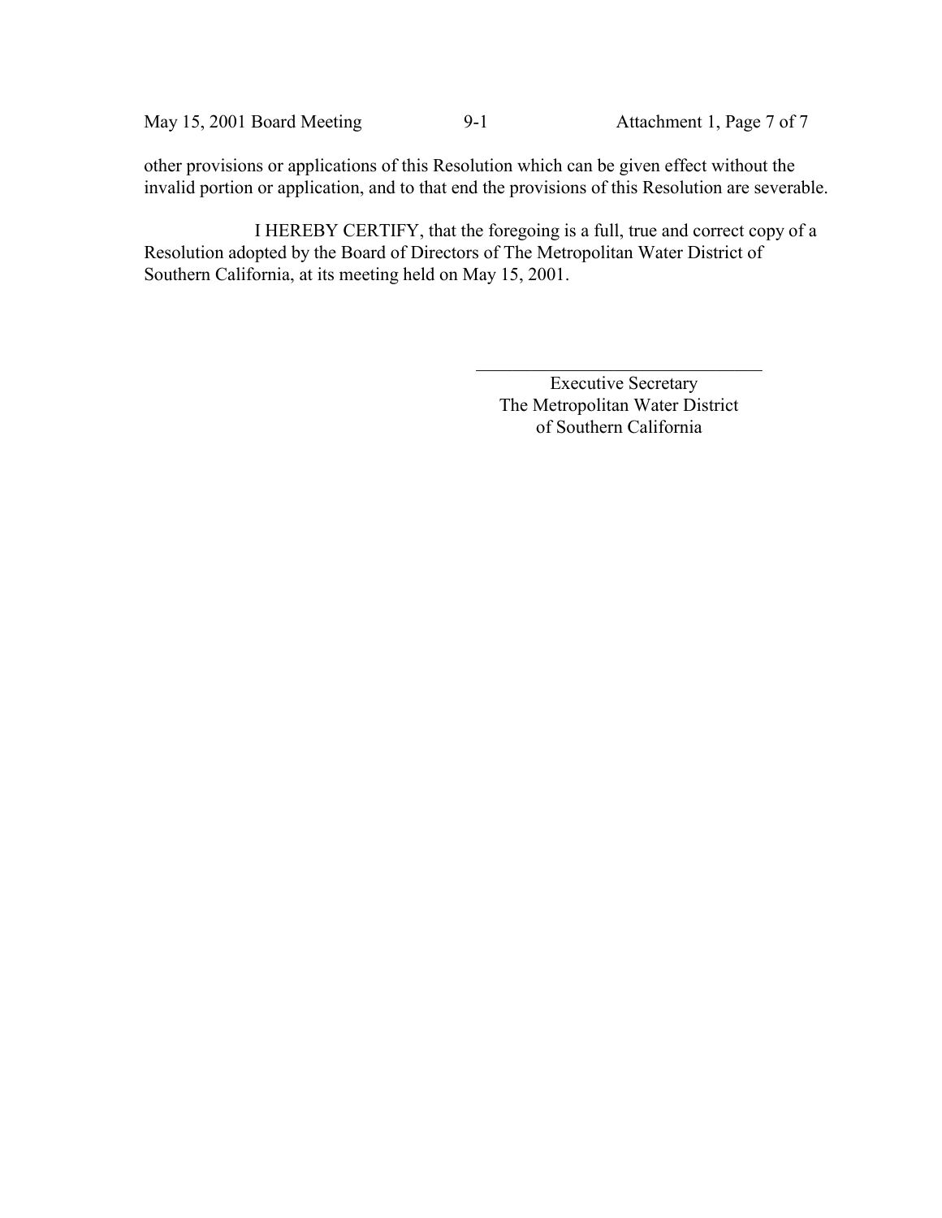other provisions or applications of this Resolution which can be given effect without the invalid portion or application, and to that end the provisions of this Resolution are severable.

I HEREBY CERTIFY, that the foregoing is a full, true and correct copy of a Resolution adopted by the Board of Directors of The Metropolitan Water District of Southern California, at its meeting held on May 15, 2001.

\_\_\_\_\_\_\_\_\_\_\_\_\_\_\_\_\_\_\_\_\_\_\_\_\_\_\_\_\_\_\_\_\_\_\_\_

Executive Secretary
The Metropolitan Water District
of Southern California